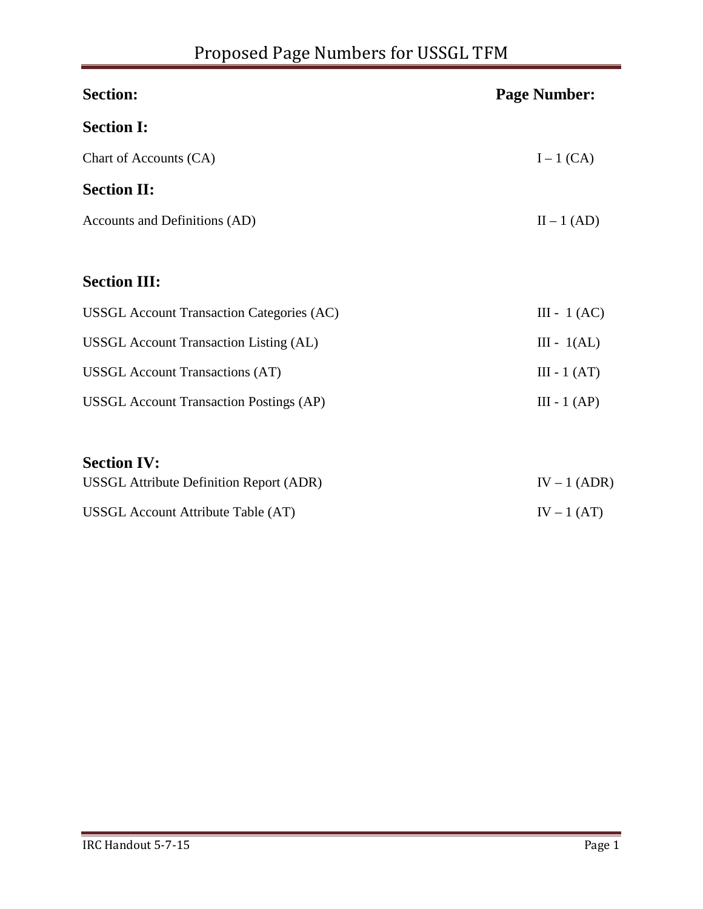# Proposed Page Numbers for USSGL TFM

| Section: | Page Number: |
| --- | --- |
| **Section I:** | |
| Chart of Accounts (CA) | I – 1 (CA) |
| **Section II:** | |
| Accounts and Definitions (AD) | II – 1 (AD) |
| **Section III:** | |
| USSGL Account Transaction Categories (AC) | III - 1 (AC) |
| USSGL Account Transaction Listing (AL) | III - 1(AL) |
| USSGL Account Transactions (AT) | III - 1 (AT) |
| USSGL Account Transaction Postings (AP) | III - 1 (AP) |
| **Section IV:** | |
| USSGL Attribute Definition Report (ADR) | IV – 1 (ADR) |
| USSGL Account Attribute Table (AT) | IV – 1 (AT) |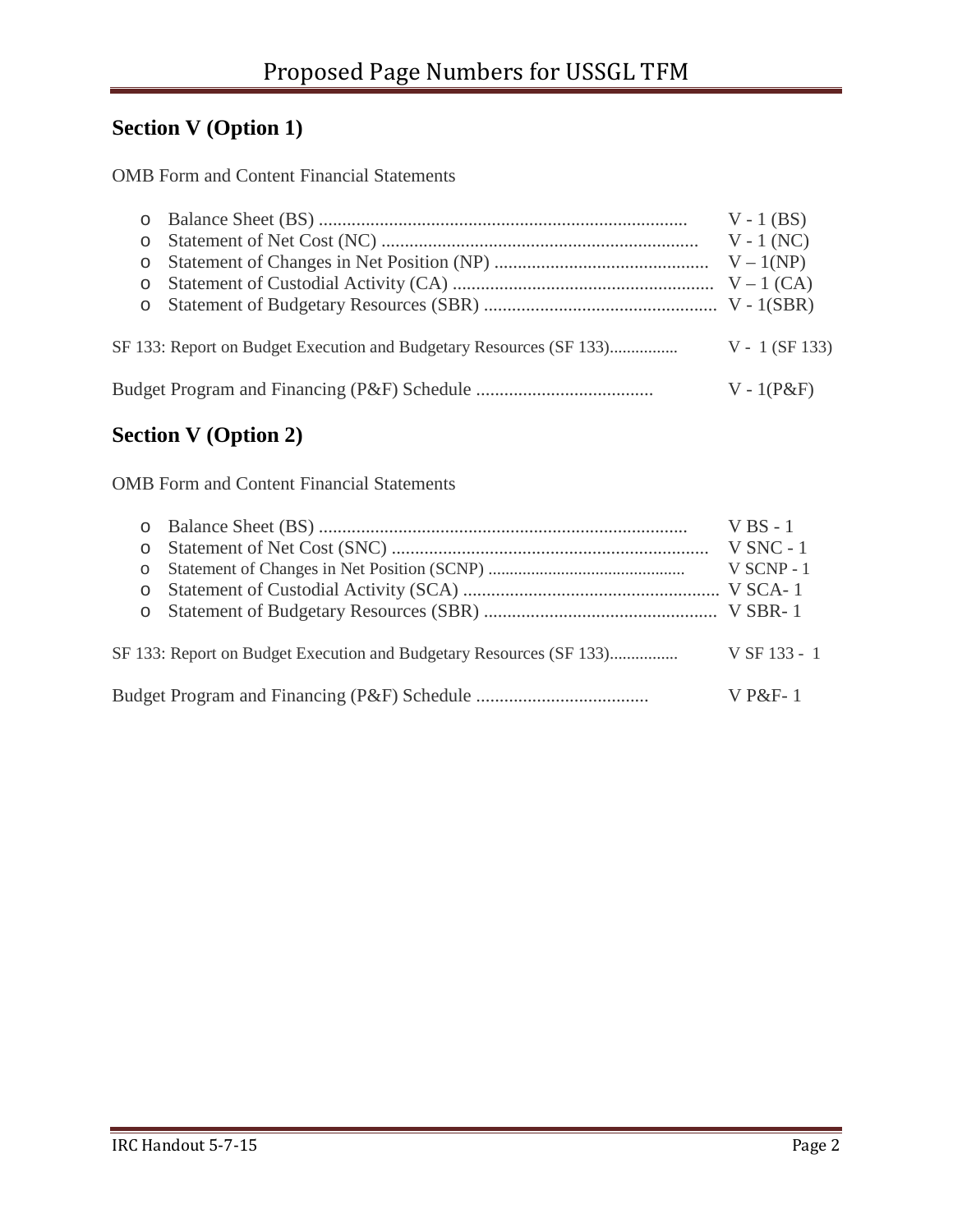# Proposed Page Numbers for USSGL TFM

## Section V (Option 1)

OMB Form and Content Financial Statements

- Balance Sheet (BS) .............................................................................. V - 1 (BS)
- Statement of Net Cost (NC) ................................................................... V - 1 (NC)
- Statement of Changes in Net Position (NP) ............................................. V – 1(NP)
- Statement of Custodial Activity (CA) ....................................................... V – 1 (CA)
- Statement of Budgetary Resources (SBR) .................................................. V - 1(SBR)

SF 133: Report on Budget Execution and Budgetary Resources (SF 133)................ V - 1 (SF 133)

Budget Program and Financing (P&F) Schedule ...................................... V - 1(P&F)

## Section V (Option 2)

OMB Form and Content Financial Statements

- Balance Sheet (BS) .............................................................................. V BS - 1
- Statement of Net Cost (SNC) .................................................................... V SNC - 1
- Statement of Changes in Net Position (SCNP) ............................................. V SCNP - 1
- Statement of Custodial Activity (SCA) ....................................................... V SCA- 1
- Statement of Budgetary Resources (SBR) .................................................. V SBR- 1

SF 133: Report on Budget Execution and Budgetary Resources (SF 133)................ V SF 133 - 1

Budget Program and Financing (P&F) Schedule ..................................... V P&F- 1

IRC Handout 5-7-15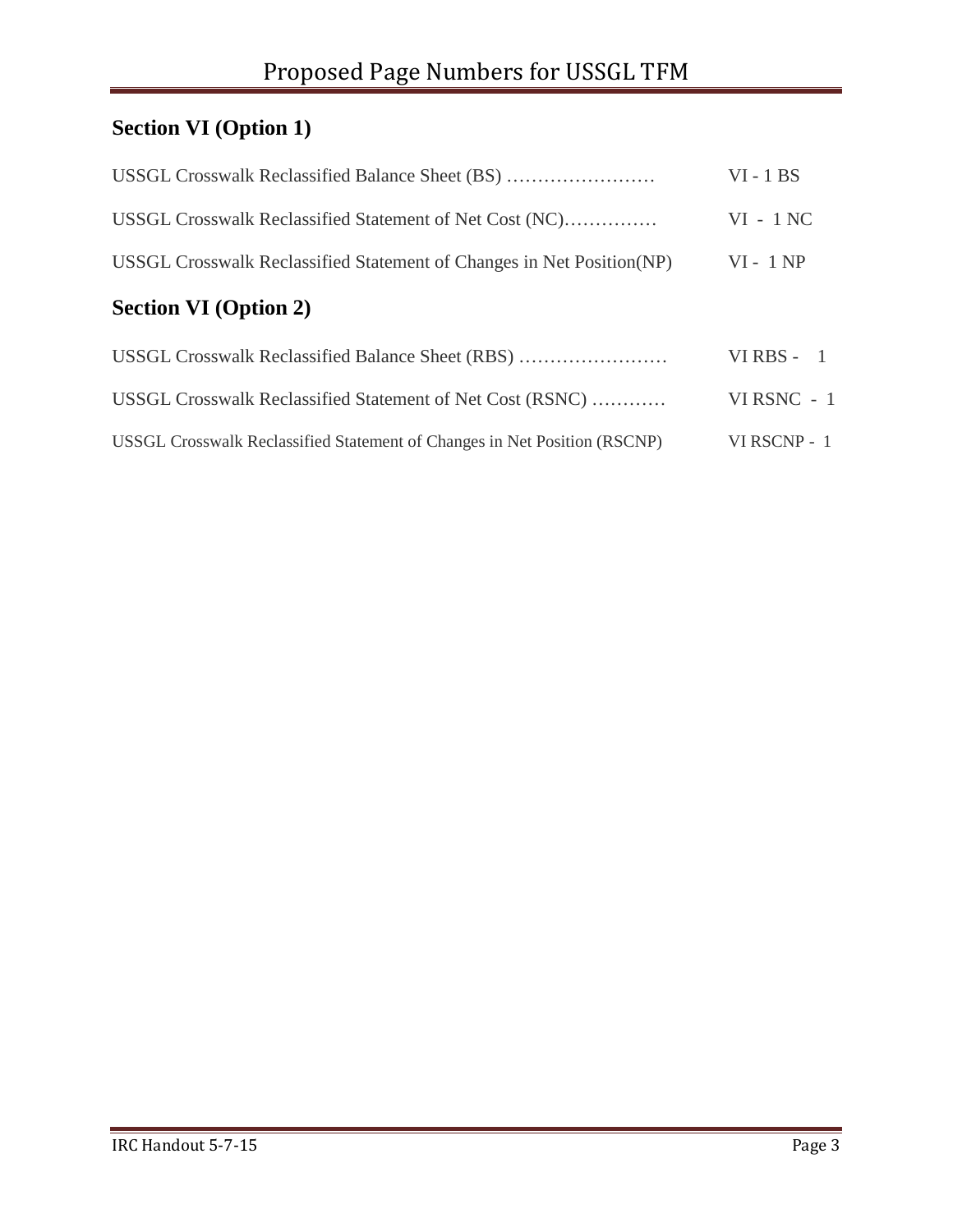# Proposed Page Numbers for USSGL TFM

## Section VI (Option 1)

USSGL Crosswalk Reclassified Balance Sheet (BS) …………………… VI - 1 BS

USSGL Crosswalk Reclassified Statement of Net Cost (NC)…………… VI - 1 NC

USSGL Crosswalk Reclassified Statement of Changes in Net Position(NP) VI - 1 NP

## Section VI (Option 2)

USSGL Crosswalk Reclassified Balance Sheet (RBS) …………………… VI RBS - 1

USSGL Crosswalk Reclassified Statement of Net Cost (RSNC) ………… VI RSNC - 1

USSGL Crosswalk Reclassified Statement of Changes in Net Position (RSCNP) VI RSCNP - 1

IRC Handout 5-7-15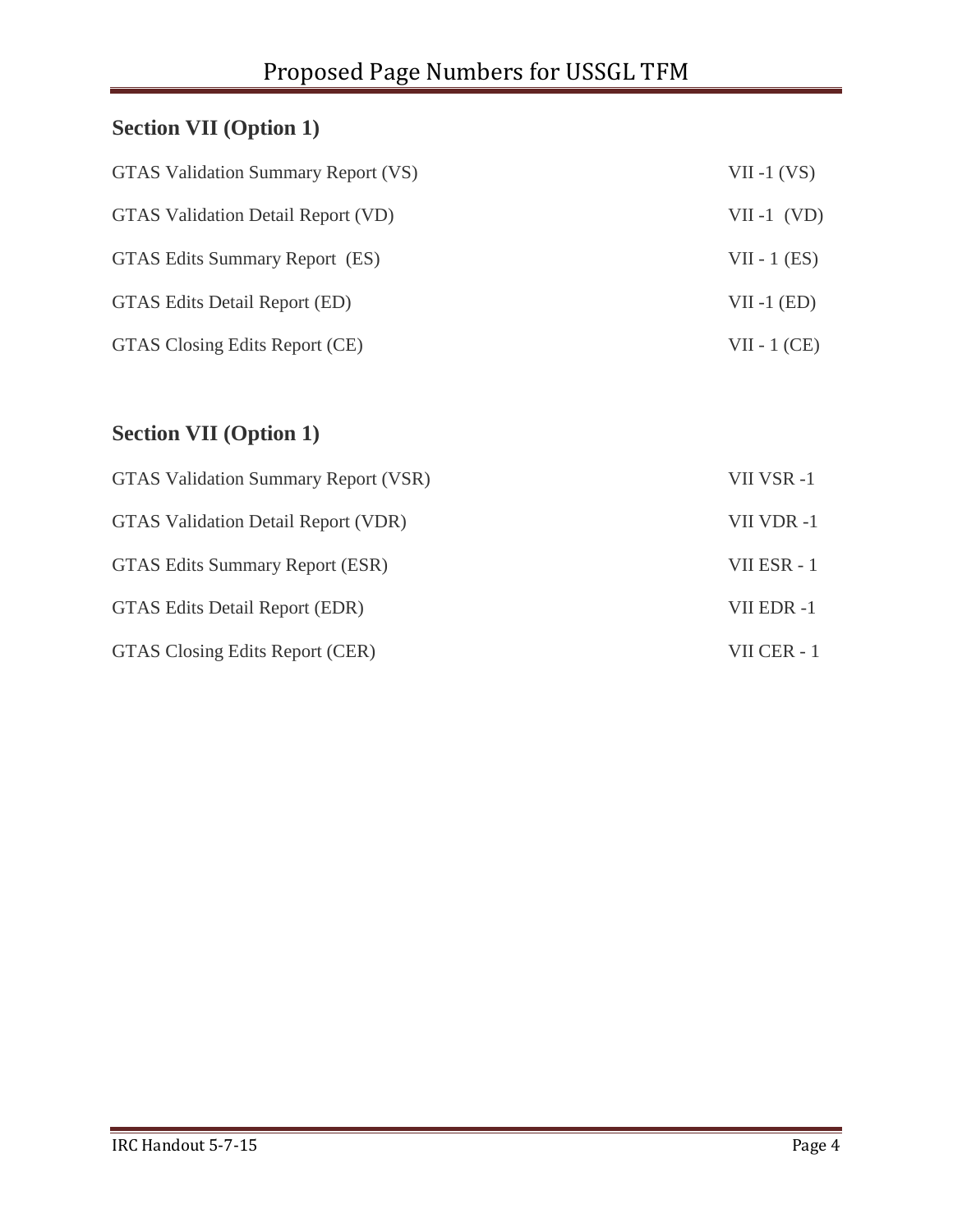## Section VII (Option 1)

| | |
|---|---|
| GTAS Validation Summary Report (VS) | VII -1 (VS) |
| GTAS Validation Detail Report (VD) | VII -1 (VD) |
| GTAS Edits Summary Report (ES) | VII - 1 (ES) |
| GTAS Edits Detail Report (ED) | VII -1 (ED) |
| GTAS Closing Edits Report (CE) | VII - 1 (CE) |

## Section VII (Option 1)

| | |
|---|---|
| GTAS Validation Summary Report (VSR) | VII VSR -1 |
| GTAS Validation Detail Report (VDR) | VII VDR -1 |
| GTAS Edits Summary Report (ESR) | VII ESR - 1 |
| GTAS Edits Detail Report (EDR) | VII EDR -1 |
| GTAS Closing Edits Report (CER) | VII CER - 1 |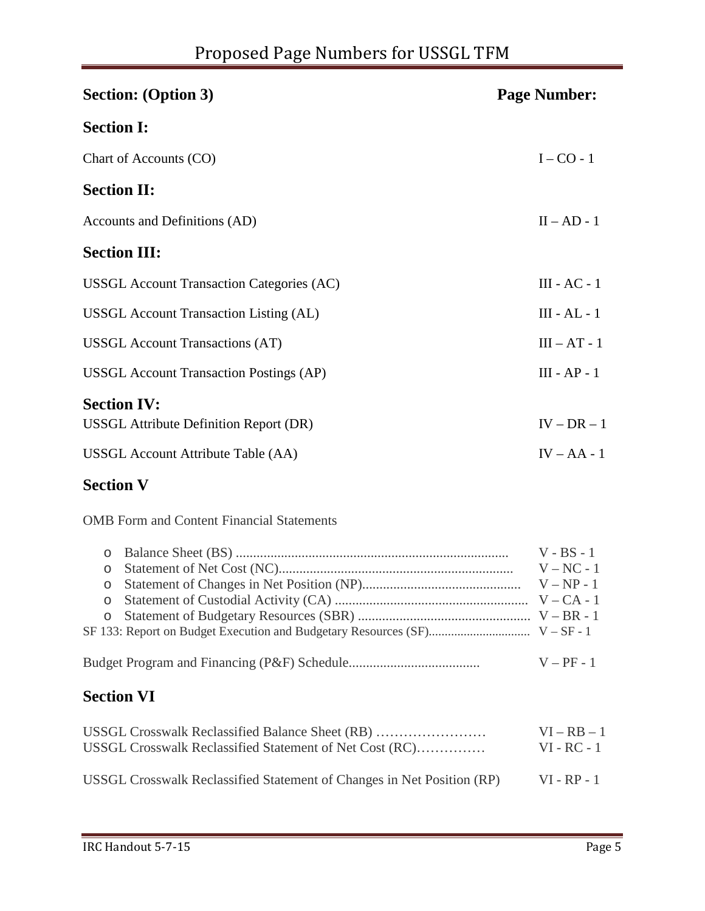# Proposed Page Numbers for USSGL TFM

| Section: (Option 3) | Page Number: |
|---|---|
| **Section I:** | |
| Chart of Accounts (CO) | I – CO - 1 |
| **Section II:** | |
| Accounts and Definitions (AD) | II – AD - 1 |
| **Section III:** | |
| USSGL Account Transaction Categories (AC) | III - AC - 1 |
| USSGL Account Transaction Listing (AL) | III - AL - 1 |
| USSGL Account Transactions (AT) | III – AT - 1 |
| USSGL Account Transaction Postings (AP) | III - AP - 1 |
| **Section IV:** | |
| USSGL Attribute Definition Report (DR) | IV – DR – 1 |
| USSGL Account Attribute Table (AA) | IV – AA - 1 |
| **Section V** | |
| OMB Form and Content Financial Statements | |
| o Balance Sheet (BS) | V - BS - 1 |
| o Statement of Net Cost (NC) | V – NC - 1 |
| o Statement of Changes in Net Position (NP) | V – NP - 1 |
| o Statement of Custodial Activity (CA) | V – CA - 1 |
| o Statement of Budgetary Resources (SBR) | V – BR - 1 |
| SF 133: Report on Budget Execution and Budgetary Resources (SF) | V – SF - 1 |
| Budget Program and Financing (P&F) Schedule | V – PF - 1 |
| **Section VI** | |
| USSGL Crosswalk Reclassified Balance Sheet (RB) | VI – RB – 1 |
| USSGL Crosswalk Reclassified Statement of Net Cost (RC) | VI - RC - 1 |
| USSGL Crosswalk Reclassified Statement of Changes in Net Position (RP) | VI - RP - 1 |

IRC Handout 5-7-15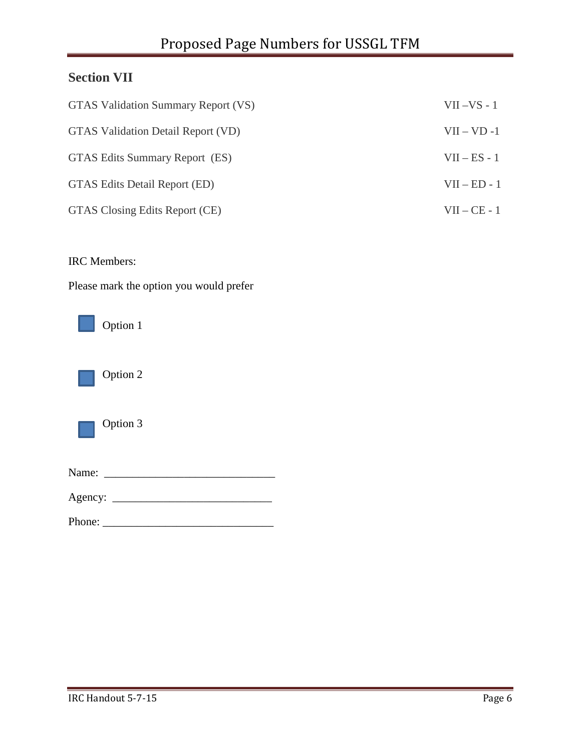## Section VII

| | |
|---|---|
| GTAS Validation Summary Report (VS) | VII –VS - 1 |
| GTAS Validation Detail Report (VD) | VII – VD -1 |
| GTAS Edits Summary Report (ES) | VII – ES - 1 |
| GTAS Edits Detail Report (ED) | VII – ED - 1 |
| GTAS Closing Edits Report (CE) | VII – CE - 1 |

IRC Members:

Please mark the option you would prefer

☐ Option 1

☐ Option 2

☐ Option 3

Name: ______________________________

Agency: ____________________________

Phone: ______________________________